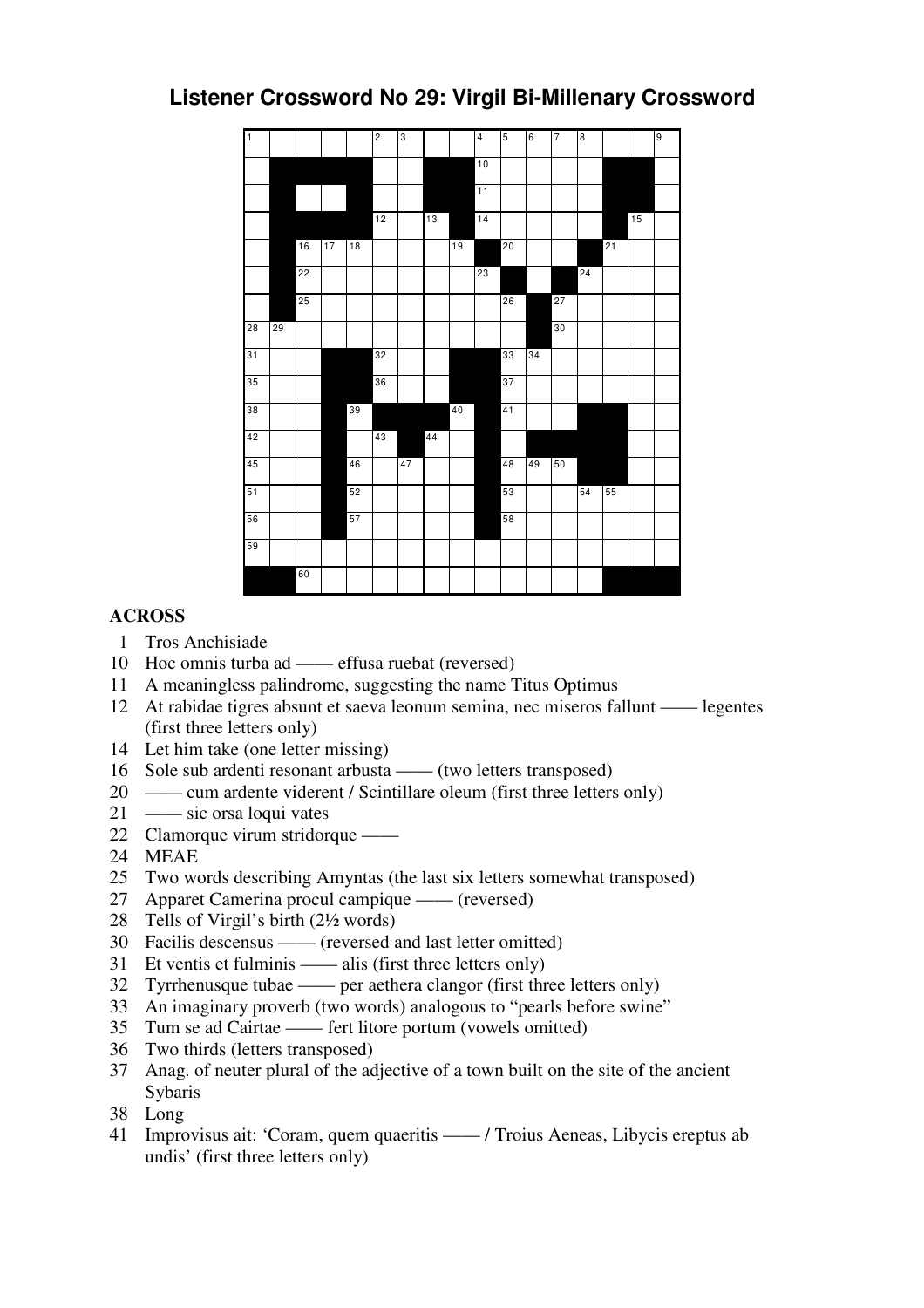# Listener Crossword No 29: Virgil Bi-Millenary Crossword

**ACROSS**

1 Tros Anchisiade
10 Hoc omnis turba ad —— effusa ruebat (reversed)
11 A meaningless palindrome, suggesting the name Titus Optimus
12 At rabidae tigres absunt et saeva leonum semina, nec miseros fallunt —— legentes (first three letters only)
14 Let him take (one letter missing)
16 Sole sub ardenti resonant arbusta —— (two letters transposed)
20 —— cum ardente viderent / Scintillare oleum (first three letters only)
21 —— sic orsa loqui vates
22 Clamorque virum stridorque ——
24 MEAE
25 Two words describing Amyntas (the last six letters somewhat transposed)
27 Apparet Camerina procul campique —— (reversed)
28 Tells of Virgil's birth (2½ words)
30 Facilis descensus —— (reversed and last letter omitted)
31 Et ventis et fulminis —— alis (first three letters only)
32 Tyrrhenusque tubae —— per aethera clangor (first three letters only)
33 An imaginary proverb (two words) analogous to "pearls before swine"
35 Tum se ad Cairtae —— fert litore portum (vowels omitted)
36 Two thirds (letters transposed)
37 Anag. of neuter plural of the adjective of a town built on the site of the ancient Sybaris
38 Long
41 Improvisus ait: 'Coram, quem quaeritis —— / Troius Aeneas, Libycis ereptus ab undis' (first three letters only)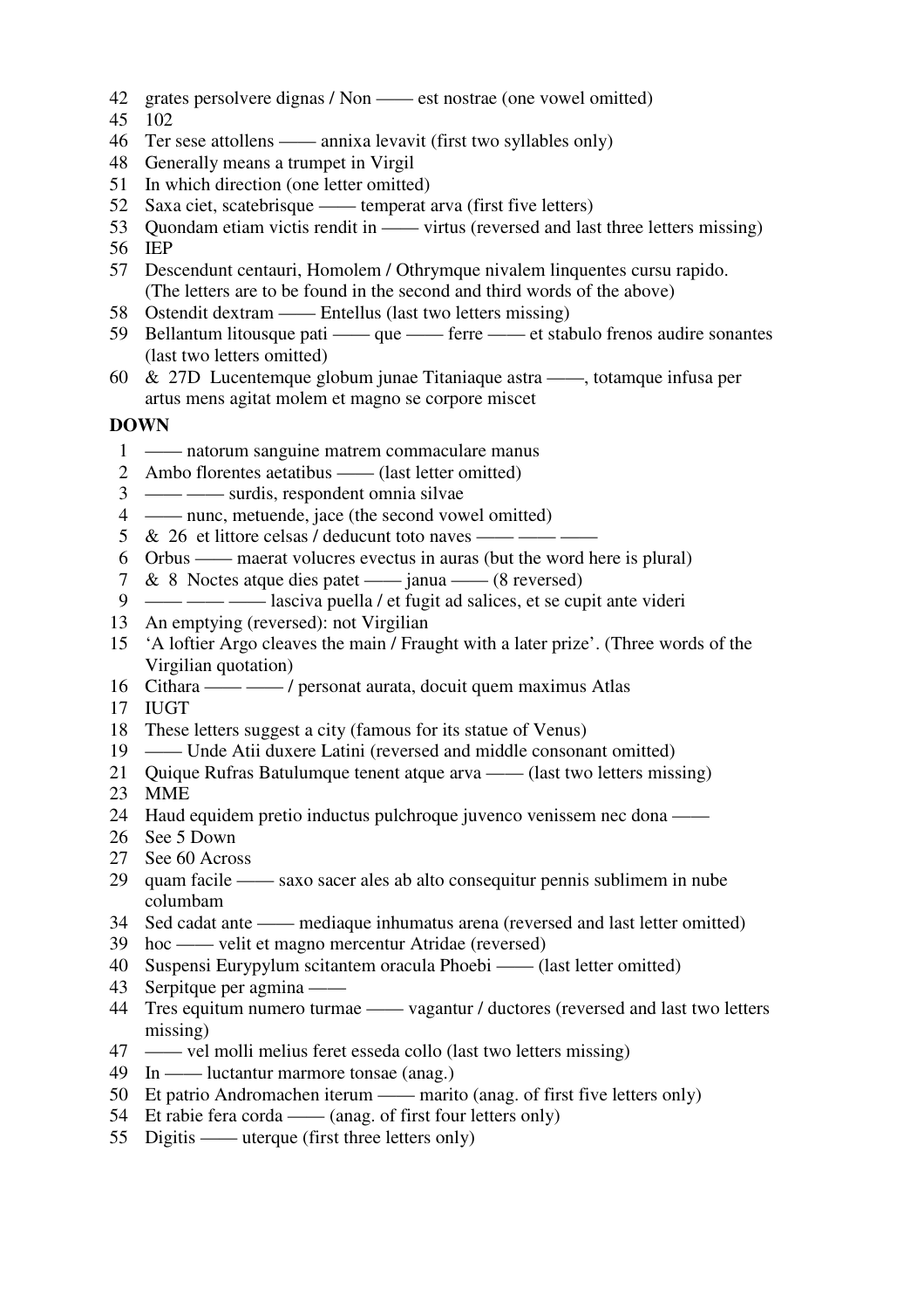42 grates persolvere dignas / Non —— est nostrae (one vowel omitted)
45 102
46 Ter sese attollens —— annixa levavit (first two syllables only)
48 Generally means a trumpet in Virgil
51 In which direction (one letter omitted)
52 Saxa ciet, scatebrisque —— temperat arva (first five letters)
53 Quondam etiam victis rendit in —— virtus (reversed and last three letters missing)
56 IEP
57 Descendunt centauri, Homolem / Othrymque nivalem linquentes cursu rapido. (The letters are to be found in the second and third words of the above)
58 Ostendit dextram —— Entellus (last two letters missing)
59 Bellantum litousque pati —— que —— ferre —— et stabulo frenos audire sonantes (last two letters omitted)
60 & 27D Lucentemque globum junae Titaniaque astra ——, totamque infusa per artus mens agitat molem et magno se corpore miscet

**DOWN**

1 —— natorum sanguine matrem commaculare manus
2 Ambo florentes aetatibus —— (last letter omitted)
3 —— —— surdis, respondent omnia silvae
4 —— nunc, metuende, jace (the second vowel omitted)
5 & 26 et littore celsas / deducunt toto naves —— —— ——
6 Orbus —— maerat volucres evectus in auras (but the word here is plural)
7 & 8 Noctes atque dies patet —— janua —— (8 reversed)
9 —— —— —— lasciva puella / et fugit ad salices, et se cupit ante videri
13 An emptying (reversed): not Virgilian
15 'A loftier Argo cleaves the main / Fraught with a later prize'. (Three words of the Virgilian quotation)
16 Cithara —— —— / personat aurata, docuit quem maximus Atlas
17 IUGT
18 These letters suggest a city (famous for its statue of Venus)
19 —— Unde Atii duxere Latini (reversed and middle consonant omitted)
21 Quique Rufras Batulumque tenent atque arva —— (last two letters missing)
23 MME
24 Haud equidem pretio inductus pulchroque juvenco venissem nec dona ——
26 See 5 Down
27 See 60 Across
29 quam facile —— saxo sacer ales ab alto consequitur pennis sublimem in nube columbam
34 Sed cadat ante —— mediaque inhumatus arena (reversed and last letter omitted)
39 hoc —— velit et magno mercentur Atridae (reversed)
40 Suspensi Eurypylum scitantem oracula Phoebi —— (last letter omitted)
43 Serpitque per agmina ——
44 Tres equitum numero turmae —— vagantur / ductores (reversed and last two letters missing)
47 —— vel molli melius feret esseda collo (last two letters missing)
49 In —— luctantur marmore tonsae (anag.)
50 Et patrio Andromachen iterum —— marito (anag. of first five letters only)
54 Et rabie fera corda —— (anag. of first four letters only)
55 Digitis —— uterque (first three letters only)